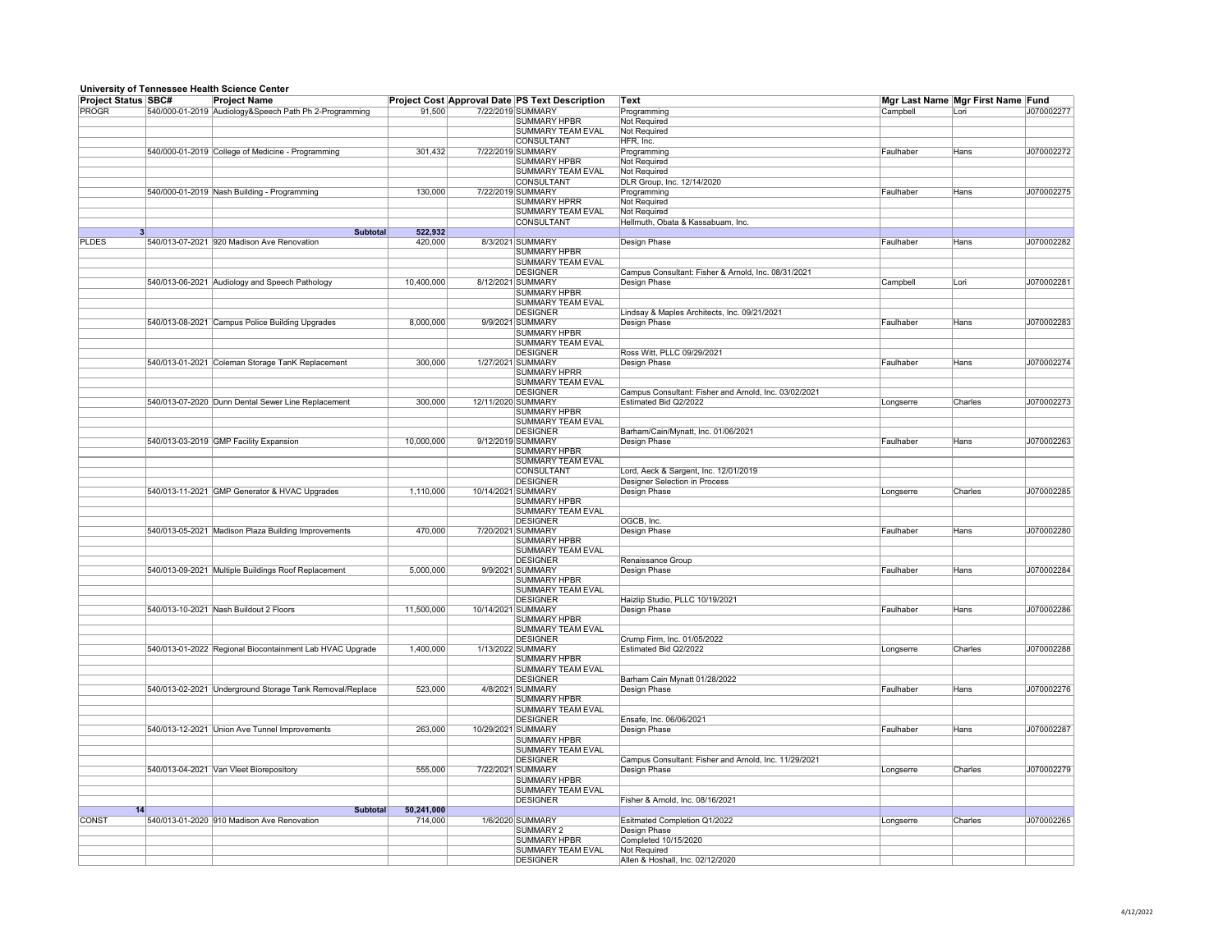## University of Tennessee Health Science Center

| Project Status | SBC# | Project Name | Project Cost | Approval Date | PS Text Description | Text | Mgr Last Name | Mgr First Name | Fund |
|---|---|---|---|---|---|---|---|---|---|
| PROGR | 540/000-01-2019 | Audiology&Speech Path Ph 2-Programming | 91,500 | 7/22/2019 | SUMMARY | Programming | Campbell | Lori | J070002277 |
| | | | | | SUMMARY HPBR | Not Required | | | |
| | | | | | SUMMARY TEAM EVAL | Not Required | | | |
| | | | | | CONSULTANT | HFR, Inc. | | | |
| | 540/000-01-2019 | College of Medicine - Programming | 301,432 | 7/22/2019 | SUMMARY | Programming | Faulhaber | Hans | J070002272 |
| | | | | | SUMMARY HPBR | Not Required | | | |
| | | | | | SUMMARY TEAM EVAL | Not Required | | | |
| | | | | | CONSULTANT | DLR Group, Inc. 12/14/2020 | | | |
| | 540/000-01-2019 | Nash Building - Programming | 130,000 | 7/22/2019 | SUMMARY | Programming | Faulhaber | Hans | J070002275 |
| | | | | | SUMMARY HPRR | Not Required | | | |
| | | | | | SUMMARY TEAM EVAL | Not Required | | | |
| | | | | | CONSULTANT | Hellmuth, Obata & Kassabuam, Inc. | | | |
| 3 | | Subtotal | 522,932 | | | | | | |
| PLDES | 540/013-07-2021 | 920 Madison Ave Renovation | 420,000 | 8/3/2021 | SUMMARY | Design Phase | Faulhaber | Hans | J070002282 |
| | | | | | SUMMARY HPBR | | | | |
| | | | | | SUMMARY TEAM EVAL | | | | |
| | | | | | DESIGNER | Campus Consultant: Fisher & Arnold, Inc. 08/31/2021 | | | |
| | 540/013-06-2021 | Audiology and Speech Pathology | 10,400,000 | 8/12/2021 | SUMMARY | Design Phase | Campbell | Lori | J070002281 |
| | | | | | SUMMARY HPBR | | | | |
| | | | | | SUMMARY TEAM EVAL | | | | |
| | | | | | DESIGNER | Lindsay & Maples Architects, Inc. 09/21/2021 | | | |
| | 540/013-08-2021 | Campus Police Building Upgrades | 8,000,000 | 9/9/2021 | SUMMARY | Design Phase | Faulhaber | Hans | J070002283 |
| | | | | | SUMMARY HPBR | | | | |
| | | | | | SUMMARY TEAM EVAL | | | | |
| | | | | | DESIGNER | Ross Witt, PLLC 09/29/2021 | | | |
| | 540/013-01-2021 | Coleman Storage TanK Replacement | 300,000 | 1/27/2021 | SUMMARY | Design Phase | Faulhaber | Hans | J070002274 |
| | | | | | SUMMARY HPRR | | | | |
| | | | | | SUMMARY TEAM EVAL | | | | |
| | | | | | DESIGNER | Campus Consultant: Fisher and Arnold, Inc. 03/02/2021 | | | |
| | 540/013-07-2020 | Dunn Dental Sewer Line Replacement | 300,000 | 12/11/2020 | SUMMARY | Estimated Bid Q2/2022 | Longserre | Charles | J070002273 |
| | | | | | SUMMARY HPBR | | | | |
| | | | | | SUMMARY TEAM EVAL | | | | |
| | | | | | DESIGNER | Barham/Cain/Mynatt, Inc. 01/06/2021 | | | |
| | 540/013-03-2019 | GMP Facility Expansion | 10,000,000 | 9/12/2019 | SUMMARY | Design Phase | Faulhaber | Hans | J070002263 |
| | | | | | SUMMARY HPBR | | | | |
| | | | | | SUMMARY TEAM EVAL | | | | |
| | | | | | CONSULTANT | Lord, Aeck & Sargent, Inc. 12/01/2019 | | | |
| | | | | | DESIGNER | Designer Selection in Process | | | |
| | 540/013-11-2021 | GMP Generator & HVAC Upgrades | 1,110,000 | 10/14/2021 | SUMMARY | Design Phase | Longserre | Charles | J070002285 |
| | | | | | SUMMARY HPBR | | | | |
| | | | | | SUMMARY TEAM EVAL | | | | |
| | | | | | DESIGNER | OGCB, Inc. | | | |
| | 540/013-05-2021 | Madison Plaza Building Improvements | 470,000 | 7/20/2021 | SUMMARY | Design Phase | Faulhaber | Hans | J070002280 |
| | | | | | SUMMARY HPBR | | | | |
| | | | | | SUMMARY TEAM EVAL | | | | |
| | | | | | DESIGNER | Renaissance Group | | | |
| | 540/013-09-2021 | Multiple Buildings Roof Replacement | 5,000,000 | 9/9/2021 | SUMMARY | Design Phase | Faulhaber | Hans | J070002284 |
| | | | | | SUMMARY HPBR | | | | |
| | | | | | SUMMARY TEAM EVAL | | | | |
| | | | | | DESIGNER | Haizlip Studio, PLLC 10/19/2021 | | | |
| | 540/013-10-2021 | Nash Buildout 2 Floors | 11,500,000 | 10/14/2021 | SUMMARY | Design Phase | Faulhaber | Hans | J070002286 |
| | | | | | SUMMARY HPBR | | | | |
| | | | | | SUMMARY TEAM EVAL | | | | |
| | | | | | DESIGNER | Crump Firm, Inc. 01/05/2022 | | | |
| | 540/013-01-2022 | Regional Biocontainment Lab HVAC Upgrade | 1,400,000 | 1/13/2022 | SUMMARY | Estimated Bid Q2/2022 | Longserre | Charles | J070002288 |
| | | | | | SUMMARY HPBR | | | | |
| | | | | | SUMMARY TEAM EVAL | | | | |
| | | | | | DESIGNER | Barham Cain Mynatt 01/28/2022 | | | |
| | 540/013-02-2021 | Underground Storage Tank Removal/Replace | 523,000 | 4/8/2021 | SUMMARY | Design Phase | Faulhaber | Hans | J070002276 |
| | | | | | SUMMARY HPBR | | | | |
| | | | | | SUMMARY TEAM EVAL | | | | |
| | | | | | DESIGNER | Ensafe, Inc. 06/06/2021 | | | |
| | 540/013-12-2021 | Union Ave Tunnel Improvements | 263,000 | 10/29/2021 | SUMMARY | Design Phase | Faulhaber | Hans | J070002287 |
| | | | | | SUMMARY HPBR | | | | |
| | | | | | SUMMARY TEAM EVAL | | | | |
| | | | | | DESIGNER | Campus Consultant: Fisher and Arnold, Inc. 11/29/2021 | | | |
| | 540/013-04-2021 | Van Vleet Biorepository | 555,000 | 7/22/2021 | SUMMARY | Design Phase | Longserre | Charles | J070002279 |
| | | | | | SUMMARY HPBR | | | | |
| | | | | | SUMMARY TEAM EVAL | | | | |
| | | | | | DESIGNER | Fisher & Arnold, Inc. 08/16/2021 | | | |
| 14 | | Subtotal | 50,241,000 | | | | | | |
| CONST | 540/013-01-2020 | 910 Madison Ave Renovation | 714,000 | 1/6/2020 | SUMMARY | Esitmated Completion Q1/2022 | Longserre | Charles | J070002265 |
| | | | | | SUMMARY 2 | Design Phase | | | |
| | | | | | SUMMARY HPBR | Completed 10/15/2020 | | | |
| | | | | | SUMMARY TEAM EVAL | Not Required | | | |
| | | | | | DESIGNER | Allen & Hoshall, Inc. 02/12/2020 | | | |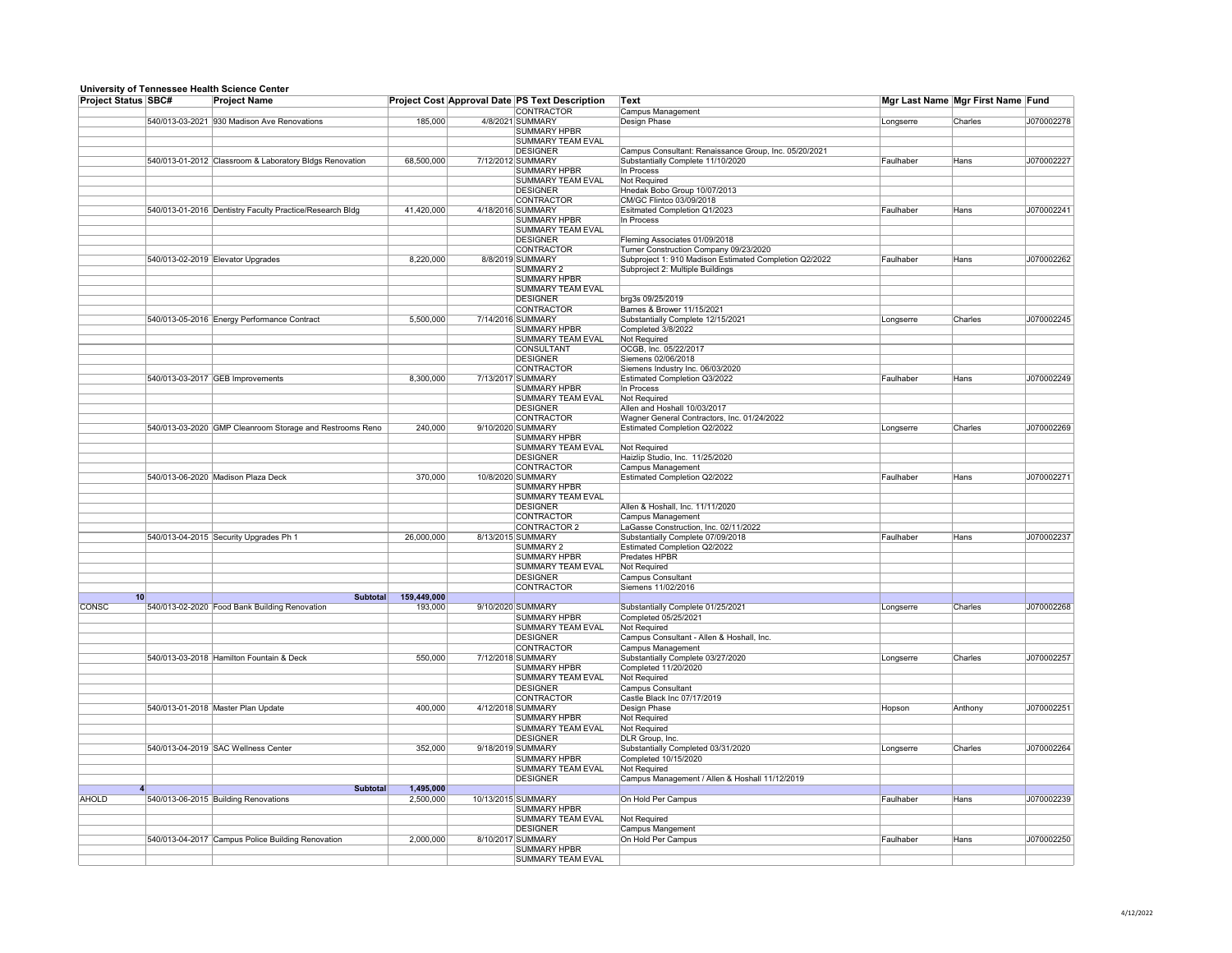**University of Tennessee Health Science Center**

| Project Status | SBC# | Project Name | Project Cost | Approval Date | PS Text Description | Text | Mgr Last Name | Mgr First Name | Fund |
|---|---|---|---|---|---|---|---|---|---|
| | | | | | CONTRACTOR | Campus Management | | | |
| | 540/013-03-2021 | 930 Madison Ave Renovations | 185,000 | 4/8/2021 | SUMMARY | Design Phase | Longserre | Charles | J070002278 |
| | | | | | SUMMARY HPBR | | | | |
| | | | | | SUMMARY TEAM EVAL | | | | |
| | | | | | DESIGNER | Campus Consultant: Renaissance Group, Inc. 05/20/2021 | | | |
| | 540/013-01-2012 | Classroom & Laboratory Bldgs Renovation | 68,500,000 | 7/12/2012 | SUMMARY | Substantially Complete 11/10/2020 | Faulhaber | Hans | J070002227 |
| | | | | | SUMMARY HPBR | In Process | | | |
| | | | | | SUMMARY TEAM EVAL | Not Required | | | |
| | | | | | DESIGNER | Hnedak Bobo Group 10/07/2013 | | | |
| | | | | | CONTRACTOR | CM/GC Flintco 03/09/2018 | | | |
| | 540/013-01-2016 | Dentistry Faculty Practice/Research Bldg | 41,420,000 | 4/18/2016 | SUMMARY | Esitmated Completion Q1/2023 | Faulhaber | Hans | J070002241 |
| | | | | | SUMMARY HPBR | In Process | | | |
| | | | | | SUMMARY TEAM EVAL | | | | |
| | | | | | DESIGNER | Fleming Associates 01/09/2018 | | | |
| | | | | | CONTRACTOR | Turner Construction Company 09/23/2020 | | | |
| | 540/013-02-2019 | Elevator Upgrades | 8,220,000 | 8/8/2019 | SUMMARY | Subproject 1: 910 Madison Estimated Completion Q2/2022 | Faulhaber | Hans | J070002262 |
| | | | | | SUMMARY 2 | Subproject 2: Multiple Buildings | | | |
| | | | | | SUMMARY HPBR | | | | |
| | | | | | SUMMARY TEAM EVAL | | | | |
| | | | | | DESIGNER | brg3s 09/25/2019 | | | |
| | | | | | CONTRACTOR | Barnes & Brower 11/15/2021 | | | |
| | 540/013-05-2016 | Energy Performance Contract | 5,500,000 | 7/14/2016 | SUMMARY | Substantially Complete 12/15/2021 | Longserre | Charles | J070002245 |
| | | | | | SUMMARY HPBR | Completed 3/8/2022 | | | |
| | | | | | SUMMARY TEAM EVAL | Not Required | | | |
| | | | | | CONSULTANT | OCGB, Inc. 05/22/2017 | | | |
| | | | | | DESIGNER | Siemens 02/06/2018 | | | |
| | | | | | CONTRACTOR | Siemens Industry Inc. 06/03/2020 | | | |
| | 540/013-03-2017 | GEB Improvements | 8,300,000 | 7/13/2017 | SUMMARY | Estimated Completion Q3/2022 | Faulhaber | Hans | J070002249 |
| | | | | | SUMMARY HPBR | In Process | | | |
| | | | | | SUMMARY TEAM EVAL | Not Required | | | |
| | | | | | DESIGNER | Allen and Hoshall 10/03/2017 | | | |
| | | | | | CONTRACTOR | Wagner General Contractors, Inc. 01/24/2022 | | | |
| | 540/013-03-2020 | GMP Cleanroom Storage and Restrooms Reno | 240,000 | 9/10/2020 | SUMMARY | Estimated Completion Q2/2022 | Longserre | Charles | J070002269 |
| | | | | | SUMMARY HPBR | | | | |
| | | | | | SUMMARY TEAM EVAL | Not Required | | | |
| | | | | | DESIGNER | Haizlip Studio, Inc. 11/25/2020 | | | |
| | | | | | CONTRACTOR | Campus Management | | | |
| | 540/013-06-2020 | Madison Plaza Deck | 370,000 | 10/8/2020 | SUMMARY | Estimated Completion Q2/2022 | Faulhaber | Hans | J070002271 |
| | | | | | SUMMARY HPBR | | | | |
| | | | | | SUMMARY TEAM EVAL | | | | |
| | | | | | DESIGNER | Allen & Hoshall, Inc. 11/11/2020 | | | |
| | | | | | CONTRACTOR | Campus Management | | | |
| | | | | | CONTRACTOR 2 | LaGasse Construction, Inc. 02/11/2022 | | | |
| | 540/013-04-2015 | Security Upgrades Ph 1 | 26,000,000 | 8/13/2015 | SUMMARY | Substantially Complete 07/09/2018 | Faulhaber | Hans | J070002237 |
| | | | | | SUMMARY 2 | Estimated Completion Q2/2022 | | | |
| | | | | | SUMMARY HPBR | Predates HPBR | | | |
| | | | | | SUMMARY TEAM EVAL | Not Required | | | |
| | | | | | DESIGNER | Campus Consultant | | | |
| | | | | | CONTRACTOR | Siemens 11/02/2016 | | | |
| **10** | | **Subtotal** | **159,449,000** | | | | | | |
| CONSC | 540/013-02-2020 | Food Bank Building Renovation | 193,000 | 9/10/2020 | SUMMARY | Substantially Complete 01/25/2021 | Longserre | Charles | J070002268 |
| | | | | | SUMMARY HPBR | Completed 05/25/2021 | | | |
| | | | | | SUMMARY TEAM EVAL | Not Required | | | |
| | | | | | DESIGNER | Campus Consultant - Allen & Hoshall, Inc. | | | |
| | | | | | CONTRACTOR | Campus Management | | | |
| | 540/013-03-2018 | Hamilton Fountain & Deck | 550,000 | 7/12/2018 | SUMMARY | Substantially Complete 03/27/2020 | Longserre | Charles | J070002257 |
| | | | | | SUMMARY HPBR | Completed 11/20/2020 | | | |
| | | | | | SUMMARY TEAM EVAL | Not Required | | | |
| | | | | | DESIGNER | Campus Consultant | | | |
| | | | | | CONTRACTOR | Castle Black Inc 07/17/2019 | | | |
| | 540/013-01-2018 | Master Plan Update | 400,000 | 4/12/2018 | SUMMARY | Design Phase | Hopson | Anthony | J070002251 |
| | | | | | SUMMARY HPBR | Not Required | | | |
| | | | | | SUMMARY TEAM EVAL | Not Required | | | |
| | | | | | DESIGNER | DLR Group, Inc. | | | |
| | 540/013-04-2019 | SAC Wellness Center | 352,000 | 9/18/2019 | SUMMARY | Substantially Completed 03/31/2020 | Longserre | Charles | J070002264 |
| | | | | | SUMMARY HPBR | Completed 10/15/2020 | | | |
| | | | | | SUMMARY TEAM EVAL | Not Required | | | |
| | | | | | DESIGNER | Campus Management / Allen & Hoshall 11/12/2019 | | | |
| **4** | | **Subtotal** | **1,495,000** | | | | | | |
| AHOLD | 540/013-06-2015 | Building Renovations | 2,500,000 | 10/13/2015 | SUMMARY | On Hold Per Campus | Faulhaber | Hans | J070002239 |
| | | | | | SUMMARY HPBR | | | | |
| | | | | | SUMMARY TEAM EVAL | Not Required | | | |
| | | | | | DESIGNER | Campus Mangement | | | |
| | 540/013-04-2017 | Campus Police Building Renovation | 2,000,000 | 8/10/2017 | SUMMARY | On Hold Per Campus | Faulhaber | Hans | J070002250 |
| | | | | | SUMMARY HPBR | | | | |
| | | | | | SUMMARY TEAM EVAL | | | | |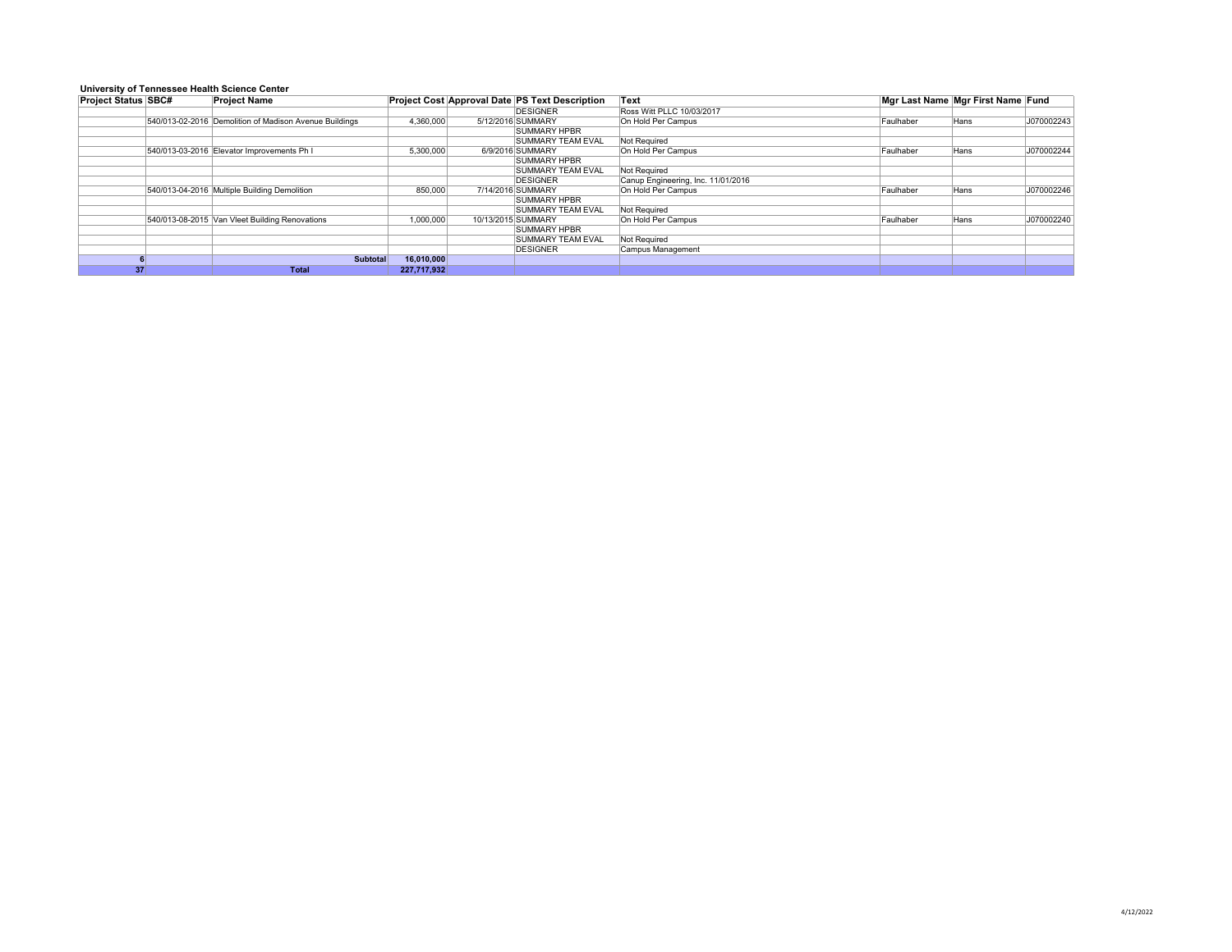**University of Tennessee Health Science Center**

| Project Status | SBC# | Project Name | Project Cost | Approval Date | PS Text Description | Text | Mgr Last Name | Mgr First Name | Fund |
|---|---|---|---|---|---|---|---|---|---|
| | | | | | DESIGNER | Ross Witt PLLC 10/03/2017 | | | |
| | 540/013-02-2016 | Demolition of Madison Avenue Buildings | 4,360,000 | 5/12/2016 | SUMMARY | On Hold Per Campus | Faulhaber | Hans | J070002243 |
| | | | | | SUMMARY HPBR | | | | |
| | | | | | SUMMARY TEAM EVAL | Not Required | | | |
| | 540/013-03-2016 | Elevator Improvements Ph I | 5,300,000 | 6/9/2016 | SUMMARY | On Hold Per Campus | Faulhaber | Hans | J070002244 |
| | | | | | SUMMARY HPBR | | | | |
| | | | | | SUMMARY TEAM EVAL | Not Required | | | |
| | | | | | DESIGNER | Canup Engineering, Inc. 11/01/2016 | | | |
| | 540/013-04-2016 | Multiple Building Demolition | 850,000 | 7/14/2016 | SUMMARY | On Hold Per Campus | Faulhaber | Hans | J070002246 |
| | | | | | SUMMARY HPBR | | | | |
| | | | | | SUMMARY TEAM EVAL | Not Required | | | |
| | 540/013-08-2015 | Van Vleet Building Renovations | 1,000,000 | 10/13/2015 | SUMMARY | On Hold Per Campus | Faulhaber | Hans | J070002240 |
| | | | | | SUMMARY HPBR | | | | |
| | | | | | SUMMARY TEAM EVAL | Not Required | | | |
| | | | | | DESIGNER | Campus Management | | | |
| **6** | | **Subtotal** | **16,010,000** | | | | | | |
| **37** | | **Total** | **227,717,932** | | | | | | |

4/12/2022